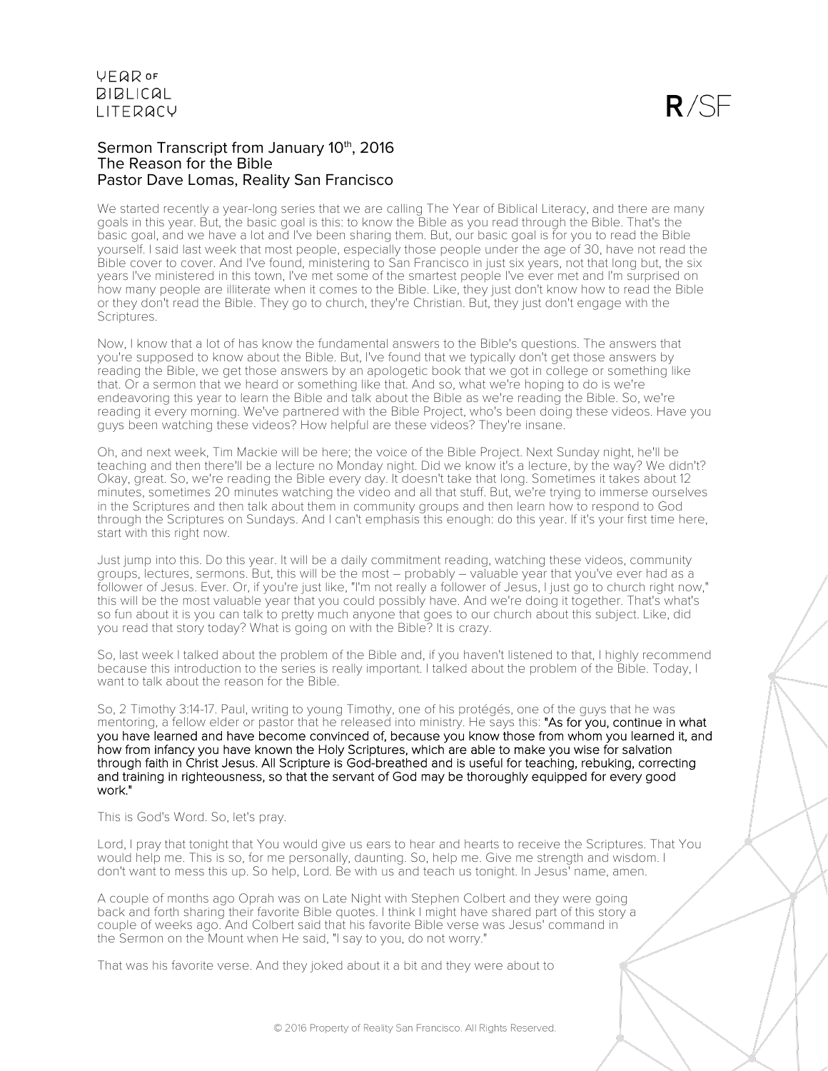# Sermon Transcript from January 10th, 2016
## The Reason for the Bible
## Pastor Dave Lomas, Reality San Francisco

We started recently a year-long series that we are calling The Year of Biblical Literacy, and there are many goals in this year. But, the basic goal is this: to know the Bible as you read through the Bible. That's the basic goal, and we have a lot and I've been sharing them. But, our basic goal is for you to read the Bible yourself. I said last week that most people, especially those people under the age of 30, have not read the Bible cover to cover. And I've found, ministering to San Francisco in just six years, not that long but, the six years I've ministered in this town, I've met some of the smartest people I've ever met and I'm surprised on how many people are illiterate when it comes to the Bible. Like, they just don't know how to read the Bible or they don't read the Bible. They go to church, they're Christian. But, they just don't engage with the Scriptures.

Now, I know that a lot of has know the fundamental answers to the Bible's questions. The answers that you're supposed to know about the Bible. But, I've found that we typically don't get those answers by reading the Bible, we get those answers by an apologetic book that we got in college or something like that. Or a sermon that we heard or something like that. And so, what we're hoping to do is we're endeavoring this year to learn the Bible and talk about the Bible as we're reading the Bible. So, we're reading it every morning. We've partnered with the Bible Project, who's been doing these videos. Have you guys been watching these videos? How helpful are these videos? They're insane.

Oh, and next week, Tim Mackie will be here; the voice of the Bible Project. Next Sunday night, he'll be teaching and then there'll be a lecture no Monday night. Did we know it's a lecture, by the way? We didn't? Okay, great. So, we're reading the Bible every day. It doesn't take that long. Sometimes it takes about 12 minutes, sometimes 20 minutes watching the video and all that stuff. But, we're trying to immerse ourselves in the Scriptures and then talk about them in community groups and then learn how to respond to God through the Scriptures on Sundays. And I can't emphasis this enough: do this year. If it's your first time here, start with this right now.

Just jump into this. Do this year. It will be a daily commitment reading, watching these videos, community groups, lectures, sermons. But, this will be the most – probably – valuable year that you've ever had as a follower of Jesus. Ever. Or, if you're just like, "I'm not really a follower of Jesus, I just go to church right now," this will be the most valuable year that you could possibly have. And we're doing it together. That's what's so fun about it is you can talk to pretty much anyone that goes to our church about this subject. Like, did you read that story today? What is going on with the Bible? It is crazy.

So, last week I talked about the problem of the Bible and, if you haven't listened to that, I highly recommend because this introduction to the series is really important. I talked about the problem of the Bible. Today, I want to talk about the reason for the Bible.

So, 2 Timothy 3:14-17. Paul, writing to young Timothy, one of his protégés, one of the guys that he was mentoring, a fellow elder or pastor that he released into ministry. He says this: "As for you, continue in what you have learned and have become convinced of, because you know those from whom you learned it, and how from infancy you have known the Holy Scriptures, which are able to make you wise for salvation through faith in Christ Jesus. All Scripture is God-breathed and is useful for teaching, rebuking, correcting and training in righteousness, so that the servant of God may be thoroughly equipped for every good work."

This is God's Word. So, let's pray.

Lord, I pray that tonight that You would give us ears to hear and hearts to receive the Scriptures. That You would help me. This is so, for me personally, daunting. So, help me. Give me strength and wisdom. I don't want to mess this up. So help, Lord. Be with us and teach us tonight. In Jesus' name, amen.

A couple of months ago Oprah was on Late Night with Stephen Colbert and they were going back and forth sharing their favorite Bible quotes. I think I might have shared part of this story a couple of weeks ago. And Colbert said that his favorite Bible verse was Jesus' command in the Sermon on the Mount when He said, "I say to you, do not worry."

That was his favorite verse. And they joked about it a bit and they were about to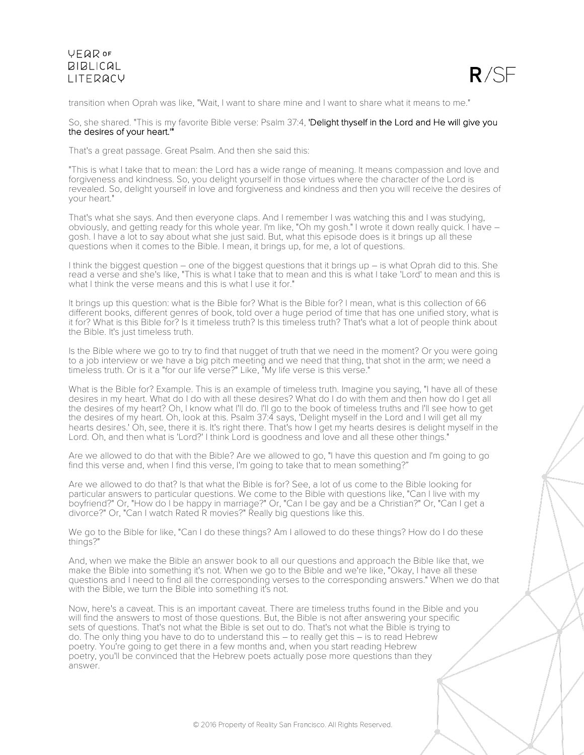transition when Oprah was like, "Wait, I want to share mine and I want to share what it means to me."

So, she shared. "This is my favorite Bible verse: Psalm 37:4, **'Delight thyself in the Lord and He will give you the desires of your heart.'"**

That's a great passage. Great Psalm. And then she said this:

"This is what I take that to mean: the Lord has a wide range of meaning. It means compassion and love and forgiveness and kindness. So, you delight yourself in those virtues where the character of the Lord is revealed. So, delight yourself in love and forgiveness and kindness and then you will receive the desires of your heart."

That's what she says. And then everyone claps. And I remember I was watching this and I was studying, obviously, and getting ready for this whole year. I'm like, "Oh my gosh." I wrote it down really quick. I have – gosh. I have a lot to say about what she just said. But, what this episode does is it brings up all these questions when it comes to the Bible. I mean, it brings up, for me, a lot of questions.

I think the biggest question – one of the biggest questions that it brings up – is what Oprah did to this. She read a verse and she's like, "This is what I take that to mean and this is what I take 'Lord' to mean and this is what I think the verse means and this is what I use it for."

It brings up this question: what is the Bible for? What is the Bible for? I mean, what is this collection of 66 different books, different genres of book, told over a huge period of time that has one unified story, what is it for? What is this Bible for? Is it timeless truth? Is this timeless truth? That's what a lot of people think about the Bible. It's just timeless truth.

Is the Bible where we go to try to find that nugget of truth that we need in the moment? Or you were going to a job interview or we have a big pitch meeting and we need that thing, that shot in the arm; we need a timeless truth. Or is it a "for our life verse?" Like, "My life verse is this verse."

What is the Bible for? Example. This is an example of timeless truth. Imagine you saying, "I have all of these desires in my heart. What do I do with all these desires? What do I do with them and then how do I get all the desires of my heart? Oh, I know what I'll do. I'll go to the book of timeless truths and I'll see how to get the desires of my heart. Oh, look at this. Psalm 37:4 says, 'Delight myself in the Lord and I will get all my hearts desires.' Oh, see, there it is. It's right there. That's how I get my hearts desires is delight myself in the Lord. Oh, and then what is 'Lord?' I think Lord is goodness and love and all these other things."

Are we allowed to do that with the Bible? Are we allowed to go, "I have this question and I'm going to go find this verse and, when I find this verse, I'm going to take that to mean something?"

Are we allowed to do that? Is that what the Bible is for? See, a lot of us come to the Bible looking for particular answers to particular questions. We come to the Bible with questions like, "Can I live with my boyfriend?" Or, "How do I be happy in marriage?" Or, "Can I be gay and be a Christian?" Or, "Can I get a divorce?" Or, "Can I watch Rated R movies?" Really big questions like this.

We go to the Bible for like, "Can I do these things? Am I allowed to do these things? How do I do these things?"

And, when we make the Bible an answer book to all our questions and approach the Bible like that, we make the Bible into something it's not. When we go to the Bible and we're like, "Okay, I have all these questions and I need to find all the corresponding verses to the corresponding answers." When we do that with the Bible, we turn the Bible into something it's not.

Now, here's a caveat. This is an important caveat. There are timeless truths found in the Bible and you will find the answers to most of those questions. But, the Bible is not after answering your specific sets of questions. That's not what the Bible is set out to do. That's not what the Bible is trying to do. The only thing you have to do to understand this – to really get this – is to read Hebrew poetry. You're going to get there in a few months and, when you start reading Hebrew poetry, you'll be convinced that the Hebrew poets actually pose more questions than they answer.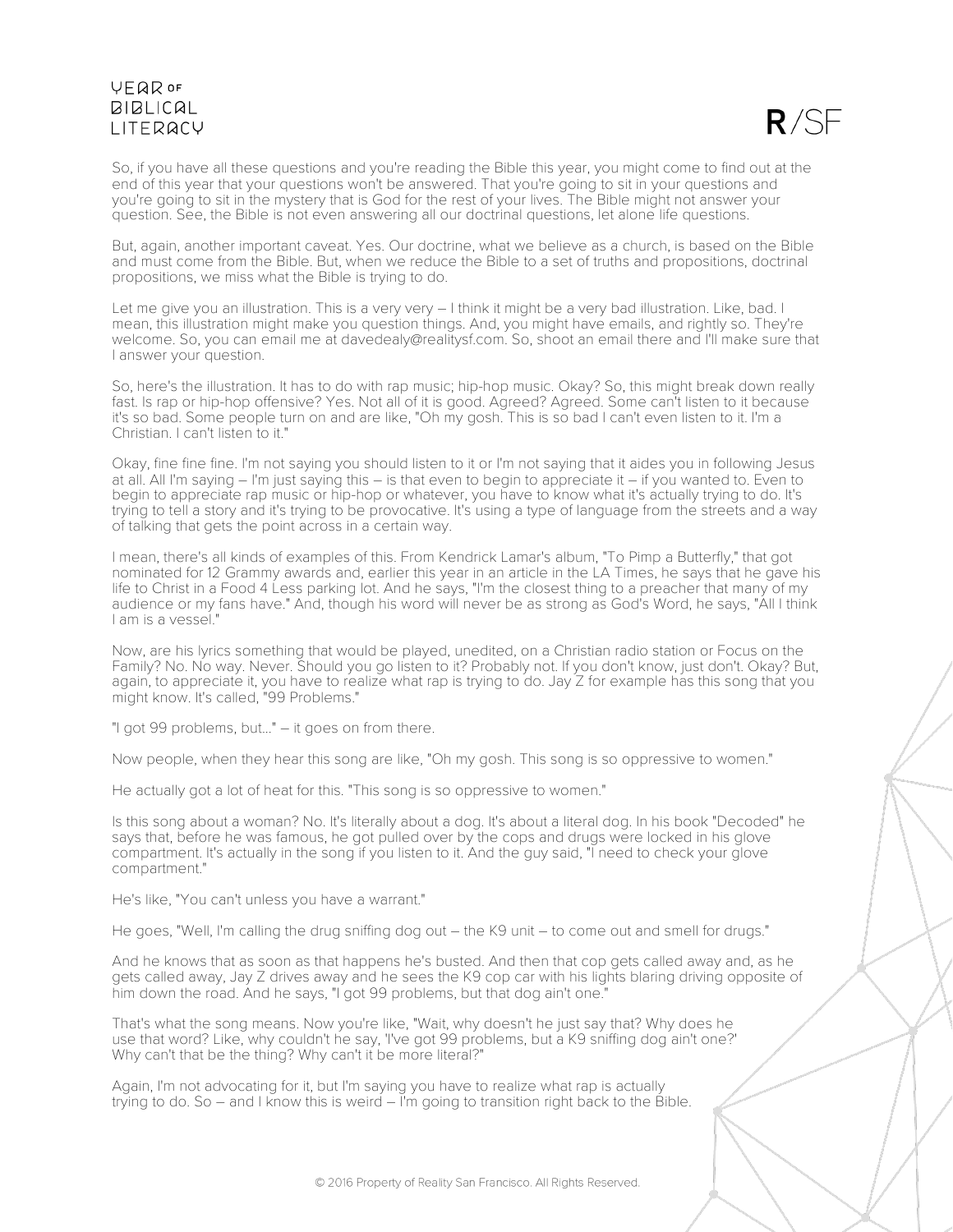So, if you have all these questions and you're reading the Bible this year, you might come to find out at the end of this year that your questions won't be answered. That you're going to sit in your questions and you're going to sit in the mystery that is God for the rest of your lives. The Bible might not answer your question. See, the Bible is not even answering all our doctrinal questions, let alone life questions.

But, again, another important caveat. Yes. Our doctrine, what we believe as a church, is based on the Bible and must come from the Bible. But, when we reduce the Bible to a set of truths and propositions, doctrinal propositions, we miss what the Bible is trying to do.

Let me give you an illustration. This is a very very – I think it might be a very bad illustration. Like, bad. I mean, this illustration might make you question things. And, you might have emails, and rightly so. They're welcome. So, you can email me at davedealy@realitysf.com. So, shoot an email there and I'll make sure that I answer your question.

So, here's the illustration. It has to do with rap music; hip-hop music. Okay? So, this might break down really fast. Is rap or hip-hop offensive? Yes. Not all of it is good. Agreed? Agreed. Some can't listen to it because it's so bad. Some people turn on and are like, "Oh my gosh. This is so bad I can't even listen to it. I'm a Christian. I can't listen to it."

Okay, fine fine fine. I'm not saying you should listen to it or I'm not saying that it aides you in following Jesus at all. All I'm saying – I'm just saying this – is that even to begin to appreciate it – if you wanted to. Even to begin to appreciate rap music or hip-hop or whatever, you have to know what it's actually trying to do. It's trying to tell a story and it's trying to be provocative. It's using a type of language from the streets and a way of talking that gets the point across in a certain way.

I mean, there's all kinds of examples of this. From Kendrick Lamar's album, "To Pimp a Butterfly," that got nominated for 12 Grammy awards and, earlier this year in an article in the LA Times, he says that he gave his life to Christ in a Food 4 Less parking lot. And he says, "I'm the closest thing to a preacher that many of my audience or my fans have." And, though his word will never be as strong as God's Word, he says, "All I think I am is a vessel."

Now, are his lyrics something that would be played, unedited, on a Christian radio station or Focus on the Family? No. No way. Never. Should you go listen to it? Probably not. If you don't know, just don't. Okay? But, again, to appreciate it, you have to realize what rap is trying to do. Jay Z for example has this song that you might know. It's called, "99 Problems."

"I got 99 problems, but..." – it goes on from there.

Now people, when they hear this song are like, "Oh my gosh. This song is so oppressive to women."

He actually got a lot of heat for this. "This song is so oppressive to women."

Is this song about a woman? No. It's literally about a dog. It's about a literal dog. In his book "Decoded" he says that, before he was famous, he got pulled over by the cops and drugs were locked in his glove compartment. It's actually in the song if you listen to it. And the guy said, "I need to check your glove compartment."

He's like, "You can't unless you have a warrant."

He goes, "Well, I'm calling the drug sniffing dog out – the K9 unit – to come out and smell for drugs."

And he knows that as soon as that happens he's busted. And then that cop gets called away and, as he gets called away, Jay Z drives away and he sees the K9 cop car with his lights blaring driving opposite of him down the road. And he says, "I got 99 problems, but that dog ain't one."

That's what the song means. Now you're like, "Wait, why doesn't he just say that? Why does he use that word? Like, why couldn't he say, 'I've got 99 problems, but a K9 sniffing dog ain't one?' Why can't that be the thing? Why can't it be more literal?"

Again, I'm not advocating for it, but I'm saying you have to realize what rap is actually trying to do. So – and I know this is weird – I'm going to transition right back to the Bible.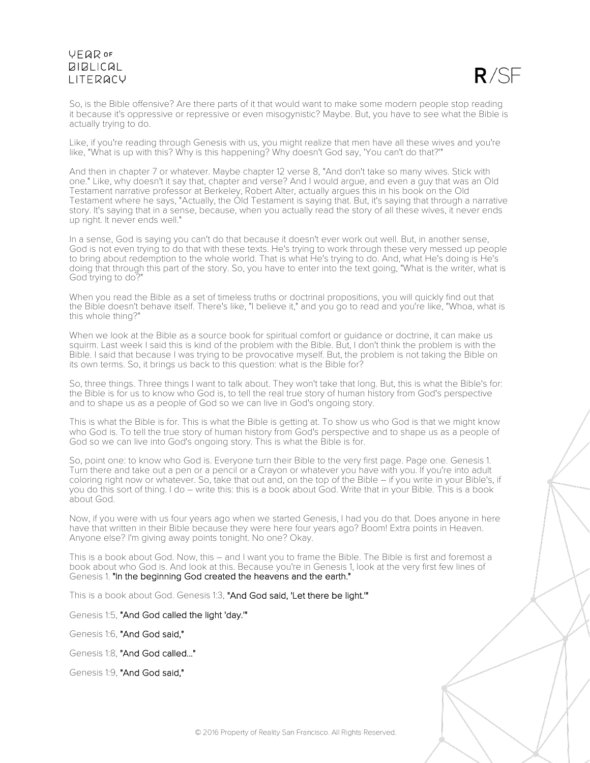So, is the Bible offensive? Are there parts of it that would want to make some modern people stop reading it because it's oppressive or repressive or even misogynistic? Maybe. But, you have to see what the Bible is actually trying to do.

Like, if you're reading through Genesis with us, you might realize that men have all these wives and you're like, "What is up with this? Why is this happening? Why doesn't God say, 'You can't do that?'"

And then in chapter 7 or whatever. Maybe chapter 12 verse 8, "And don't take so many wives. Stick with one." Like, why doesn't it say that, chapter and verse? And I would argue, and even a guy that was an Old Testament narrative professor at Berkeley, Robert Alter, actually argues this in his book on the Old Testament where he says, "Actually, the Old Testament is saying that. But, it's saying that through a narrative story. It's saying that in a sense, because, when you actually read the story of all these wives, it never ends up right. It never ends well."

In a sense, God is saying you can't do that because it doesn't ever work out well. But, in another sense, God is not even trying to do that with these texts. He's trying to work through these very messed up people to bring about redemption to the whole world. That is what He's trying to do. And, what He's doing is He's doing that through this part of the story. So, you have to enter into the text going, "What is the writer, what is God trying to do?"

When you read the Bible as a set of timeless truths or doctrinal propositions, you will quickly find out that the Bible doesn't behave itself. There's like, "I believe it," and you go to read and you're like, "Whoa, what is this whole thing?"

When we look at the Bible as a source book for spiritual comfort or guidance or doctrine, it can make us squirm. Last week I said this is kind of the problem with the Bible. But, I don't think the problem is with the Bible. I said that because I was trying to be provocative myself. But, the problem is not taking the Bible on its own terms. So, it brings us back to this question: what is the Bible for?

So, three things. Three things I want to talk about. They won't take that long. But, this is what the Bible's for: the Bible is for us to know who God is, to tell the real true story of human history from God's perspective and to shape us as a people of God so we can live in God's ongoing story.

This is what the Bible is for. This is what the Bible is getting at. To show us who God is that we might know who God is. To tell the true story of human history from God's perspective and to shape us as a people of God so we can live into God's ongoing story. This is what the Bible is for.

So, point one: to know who God is. Everyone turn their Bible to the very first page. Page one. Genesis 1. Turn there and take out a pen or a pencil or a Crayon or whatever you have with you. If you're into adult coloring right now or whatever. So, take that out and, on the top of the Bible – if you write in your Bible's, if you do this sort of thing. I do – write this: this is a book about God. Write that in your Bible. This is a book about God.

Now, if you were with us four years ago when we started Genesis, I had you do that. Does anyone in here have that written in their Bible because they were here four years ago? Boom! Extra points in Heaven. Anyone else? I'm giving away points tonight. No one? Okay.

This is a book about God. Now, this – and I want you to frame the Bible. The Bible is first and foremost a book about who God is. And look at this. Because you're in Genesis 1, look at the very first few lines of Genesis 1. "In the beginning God created the heavens and the earth."

This is a book about God. Genesis 1:3, "And God said, 'Let there be light.'"

Genesis 1:5, "And God called the light 'day.'"

Genesis 1:6, "And God said,"

Genesis 1:8, "And God called..."

Genesis 1:9, "And God said,"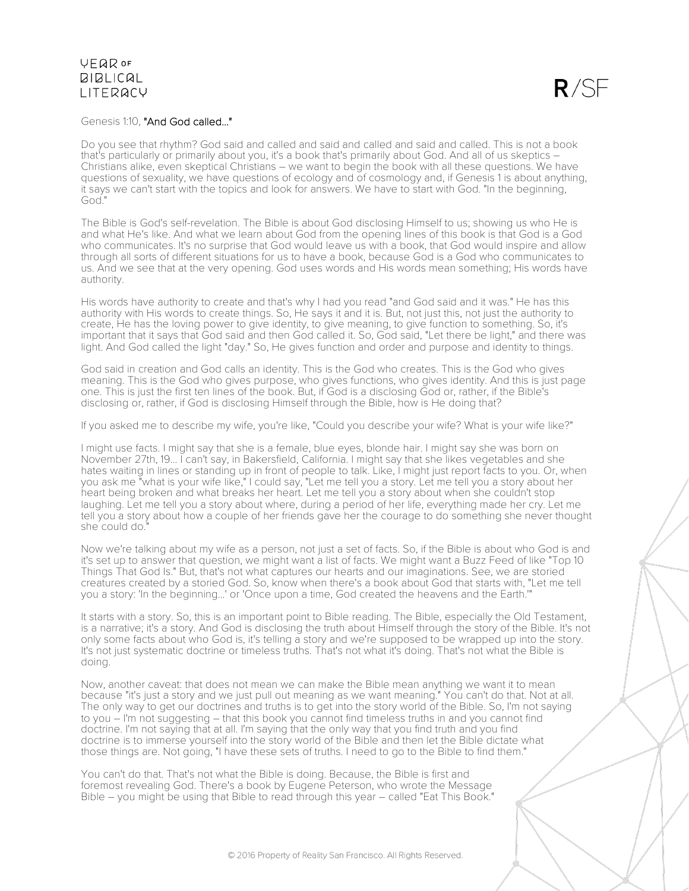Genesis 1:10, **"And God called..."**

Do you see that rhythm? God said and called and said and called and said and called. This is not a book that's particularly or primarily about you, it's a book that's primarily about God. And all of us skeptics – Christians alike, even skeptical Christians – we want to begin the book with all these questions. We have questions of sexuality, we have questions of ecology and of cosmology and, if Genesis 1 is about anything, it says we can't start with the topics and look for answers. We have to start with God. "In the beginning, God."

The Bible is God's self-revelation. The Bible is about God disclosing Himself to us; showing us who He is and what He's like. And what we learn about God from the opening lines of this book is that God is a God who communicates. It's no surprise that God would leave us with a book, that God would inspire and allow through all sorts of different situations for us to have a book, because God is a God who communicates to us. And we see that at the very opening. God uses words and His words mean something; His words have authority.

His words have authority to create and that's why I had you read "and God said and it was." He has this authority with His words to create things. So, He says it and it is. But, not just this, not just the authority to create, He has the loving power to give identity, to give meaning, to give function to something. So, it's important that it says that God said and then God called it. So, God said, "Let there be light," and there was light. And God called the light "day." So, He gives function and order and purpose and identity to things.

God said in creation and God calls an identity. This is the God who creates. This is the God who gives meaning. This is the God who gives purpose, who gives functions, who gives identity. And this is just page one. This is just the first ten lines of the book. But, if God is a disclosing God or, rather, if the Bible's disclosing or, rather, if God is disclosing Himself through the Bible, how is He doing that?

If you asked me to describe my wife, you're like, "Could you describe your wife? What is your wife like?"

I might use facts. I might say that she is a female, blue eyes, blonde hair. I might say she was born on November 27th, 19... I can't say, in Bakersfield, California. I might say that she likes vegetables and she hates waiting in lines or standing up in front of people to talk. Like, I might just report facts to you. Or, when you ask me "what is your wife like," I could say, "Let me tell you a story. Let me tell you a story about her heart being broken and what breaks her heart. Let me tell you a story about when she couldn't stop laughing. Let me tell you a story about where, during a period of her life, everything made her cry. Let me tell you a story about how a couple of her friends gave her the courage to do something she never thought she could do."

Now we're talking about my wife as a person, not just a set of facts. So, if the Bible is about who God is and it's set up to answer that question, we might want a list of facts. We might want a Buzz Feed of like "Top 10 Things That God Is." But, that's not what captures our hearts and our imaginations. See, we are storied creatures created by a storied God. So, know when there's a book about God that starts with, "Let me tell you a story: 'In the beginning...' or 'Once upon a time, God created the heavens and the Earth.'"

It starts with a story. So, this is an important point to Bible reading. The Bible, especially the Old Testament, is a narrative; it's a story. And God is disclosing the truth about Himself through the story of the Bible. It's not only some facts about who God is, it's telling a story and we're supposed to be wrapped up into the story. It's not just systematic doctrine or timeless truths. That's not what it's doing. That's not what the Bible is doing.

Now, another caveat: that does not mean we can make the Bible mean anything we want it to mean because "it's just a story and we just pull out meaning as we want meaning." You can't do that. Not at all. The only way to get our doctrines and truths is to get into the story world of the Bible. So, I'm not saying to you – I'm not suggesting – that this book you cannot find timeless truths in and you cannot find doctrine. I'm not saying that at all. I'm saying that the only way that you find truth and you find doctrine is to immerse yourself into the story world of the Bible and then let the Bible dictate what those things are. Not going, "I have these sets of truths. I need to go to the Bible to find them."

You can't do that. That's not what the Bible is doing. Because, the Bible is first and foremost revealing God. There's a book by Eugene Peterson, who wrote the Message Bible – you might be using that Bible to read through this year – called "Eat This Book."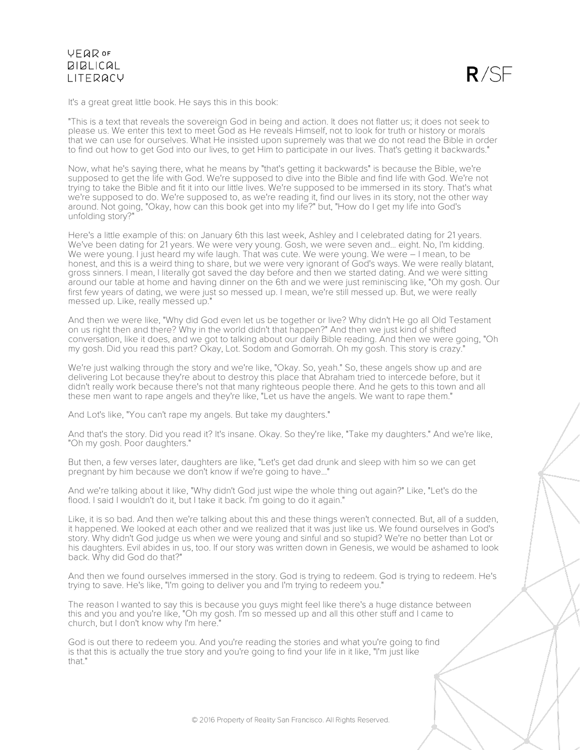It's a great great little book. He says this in this book:

"This is a text that reveals the sovereign God in being and action. It does not flatter us; it does not seek to please us. We enter this text to meet God as He reveals Himself, not to look for truth or history or morals that we can use for ourselves. What He insisted upon supremely was that we do not read the Bible in order to find out how to get God into our lives, to get Him to participate in our lives. That's getting it backwards."

Now, what he's saying there, what he means by "that's getting it backwards" is because the Bible, we're supposed to get the life with God. We're supposed to dive into the Bible and find life with God. We're not trying to take the Bible and fit it into our little lives. We're supposed to be immersed in its story. That's what we're supposed to do. We're supposed to, as we're reading it, find our lives in its story, not the other way around. Not going, "Okay, how can this book get into my life?" but, "How do I get my life into God's unfolding story?"

Here's a little example of this: on January 6th this last week, Ashley and I celebrated dating for 21 years. We've been dating for 21 years. We were very young. Gosh, we were seven and… eight. No, I'm kidding. We were young. I just heard my wife laugh. That was cute. We were young. We were – I mean, to be honest, and this is a weird thing to share, but we were very ignorant of God's ways. We were really blatant, gross sinners. I mean, I literally got saved the day before and then we started dating. And we were sitting around our table at home and having dinner on the 6th and we were just reminiscing like, "Oh my gosh. Our first few years of dating, we were just so messed up. I mean, we're still messed up. But, we were really messed up. Like, really messed up."

And then we were like, "Why did God even let us be together or live? Why didn't He go all Old Testament on us right then and there? Why in the world didn't that happen?" And then we just kind of shifted conversation, like it does, and we got to talking about our daily Bible reading. And then we were going, "Oh my gosh. Did you read this part? Okay, Lot. Sodom and Gomorrah. Oh my gosh. This story is crazy."

We're just walking through the story and we're like, "Okay. So, yeah." So, these angels show up and are delivering Lot because they're about to destroy this place that Abraham tried to intercede before, but it didn't really work because there's not that many righteous people there. And he gets to this town and all these men want to rape angels and they're like, "Let us have the angels. We want to rape them."

And Lot's like, "You can't rape my angels. But take my daughters."

And that's the story. Did you read it? It's insane. Okay. So they're like, "Take my daughters." And we're like, "Oh my gosh. Poor daughters."

But then, a few verses later, daughters are like, "Let's get dad drunk and sleep with him so we can get pregnant by him because we don't know if we're going to have…"

And we're talking about it like, "Why didn't God just wipe the whole thing out again?" Like, "Let's do the flood. I said I wouldn't do it, but I take it back. I'm going to do it again."

Like, it is so bad. And then we're talking about this and these things weren't connected. But, all of a sudden, it happened. We looked at each other and we realized that it was just like us. We found ourselves in God's story. Why didn't God judge us when we were young and sinful and so stupid? We're no better than Lot or his daughters. Evil abides in us, too. If our story was written down in Genesis, we would be ashamed to look back. Why did God do that?"

And then we found ourselves immersed in the story. God is trying to redeem. God is trying to redeem. He's trying to save. He's like, "I'm going to deliver you and I'm trying to redeem you."

The reason I wanted to say this is because you guys might feel like there's a huge distance between this and you and you're like, "Oh my gosh. I'm so messed up and all this other stuff and I came to church, but I don't know why I'm here."

God is out there to redeem you. And you're reading the stories and what you're going to find is that this is actually the true story and you're going to find your life in it like, "I'm just like that."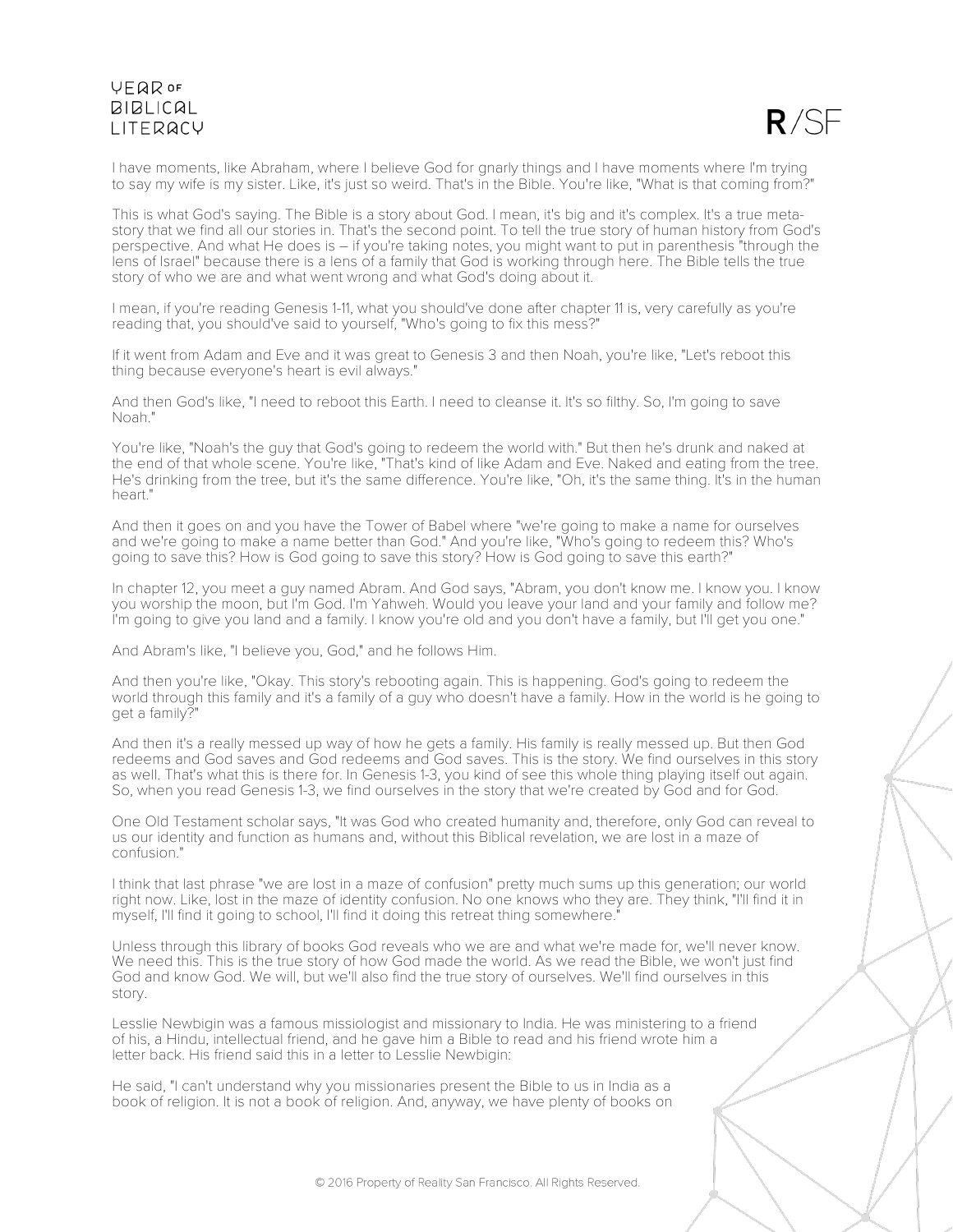I have moments, like Abraham, where I believe God for gnarly things and I have moments where I'm trying to say my wife is my sister. Like, it's just so weird. That's in the Bible. You're like, "What is that coming from?"

This is what God's saying. The Bible is a story about God. I mean, it's big and it's complex. It's a true meta-story that we find all our stories in. That's the second point. To tell the true story of human history from God's perspective. And what He does is – if you're taking notes, you might want to put in parenthesis "through the lens of Israel" because there is a lens of a family that God is working through here. The Bible tells the true story of who we are and what went wrong and what God's doing about it.

I mean, if you're reading Genesis 1-11, what you should've done after chapter 11 is, very carefully as you're reading that, you should've said to yourself, "Who's going to fix this mess?"

If it went from Adam and Eve and it was great to Genesis 3 and then Noah, you're like, "Let's reboot this thing because everyone's heart is evil always."

And then God's like, "I need to reboot this Earth. I need to cleanse it. It's so filthy. So, I'm going to save Noah."

You're like, "Noah's the guy that God's going to redeem the world with." But then he's drunk and naked at the end of that whole scene. You're like, "That's kind of like Adam and Eve. Naked and eating from the tree. He's drinking from the tree, but it's the same difference. You're like, "Oh, it's the same thing. It's in the human heart."

And then it goes on and you have the Tower of Babel where "we're going to make a name for ourselves and we're going to make a name better than God." And you're like, "Who's going to redeem this? Who's going to save this? How is God going to save this story? How is God going to save this earth?"

In chapter 12, you meet a guy named Abram. And God says, "Abram, you don't know me. I know you. I know you worship the moon, but I'm God. I'm Yahweh. Would you leave your land and your family and follow me? I'm going to give you land and a family. I know you're old and you don't have a family, but I'll get you one."

And Abram's like, "I believe you, God," and he follows Him.

And then you're like, "Okay. This story's rebooting again. This is happening. God's going to redeem the world through this family and it's a family of a guy who doesn't have a family. How in the world is he going to get a family?"

And then it's a really messed up way of how he gets a family. His family is really messed up. But then God redeems and God saves and God redeems and God saves. This is the story. We find ourselves in this story as well. That's what this is there for. In Genesis 1-3, you kind of see this whole thing playing itself out again. So, when you read Genesis 1-3, we find ourselves in the story that we're created by God and for God.

One Old Testament scholar says, "It was God who created humanity and, therefore, only God can reveal to us our identity and function as humans and, without this Biblical revelation, we are lost in a maze of confusion."

I think that last phrase "we are lost in a maze of confusion" pretty much sums up this generation; our world right now. Like, lost in the maze of identity confusion. No one knows who they are. They think, "I'll find it in myself, I'll find it going to school, I'll find it doing this retreat thing somewhere."

Unless through this library of books God reveals who we are and what we're made for, we'll never know. We need this. This is the true story of how God made the world. As we read the Bible, we won't just find God and know God. We will, but we'll also find the true story of ourselves. We'll find ourselves in this story.

Lesslie Newbigin was a famous missiologist and missionary to India. He was ministering to a friend of his, a Hindu, intellectual friend, and he gave him a Bible to read and his friend wrote him a letter back. His friend said this in a letter to Lesslie Newbigin:

He said, "I can't understand why you missionaries present the Bible to us in India as a book of religion. It is not a book of religion. And, anyway, we have plenty of books on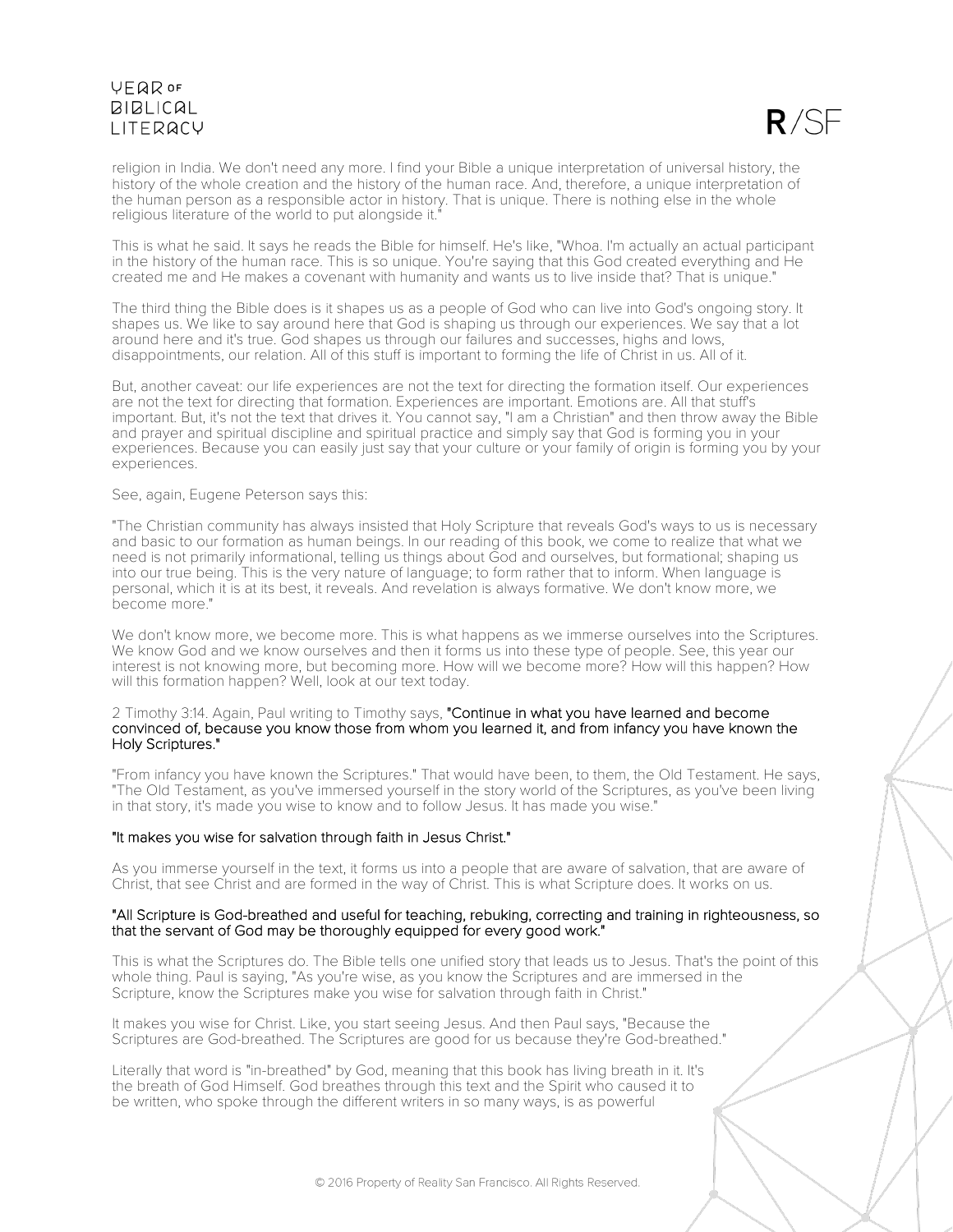religion in India. We don't need any more. I find your Bible a unique interpretation of universal history, the history of the whole creation and the history of the human race. And, therefore, a unique interpretation of the human person as a responsible actor in history. That is unique. There is nothing else in the whole religious literature of the world to put alongside it."

This is what he said. It says he reads the Bible for himself. He's like, "Whoa. I'm actually an actual participant in the history of the human race. This is so unique. You're saying that this God created everything and He created me and He makes a covenant with humanity and wants us to live inside that? That is unique."

The third thing the Bible does is it shapes us as a people of God who can live into God's ongoing story. It shapes us. We like to say around here that God is shaping us through our experiences. We say that a lot around here and it's true. God shapes us through our failures and successes, highs and lows, disappointments, our relation. All of this stuff is important to forming the life of Christ in us. All of it.

But, another caveat: our life experiences are not the text for directing the formation itself. Our experiences are not the text for directing that formation. Experiences are important. Emotions are. All that stuff's important. But, it's not the text that drives it. You cannot say, "I am a Christian" and then throw away the Bible and prayer and spiritual discipline and spiritual practice and simply say that God is forming you in your experiences. Because you can easily just say that your culture or your family of origin is forming you by your experiences.

See, again, Eugene Peterson says this:

"The Christian community has always insisted that Holy Scripture that reveals God's ways to us is necessary and basic to our formation as human beings. In our reading of this book, we come to realize that what we need is not primarily informational, telling us things about God and ourselves, but formational; shaping us into our true being. This is the very nature of language; to form rather that to inform. When language is personal, which it is at its best, it reveals. And revelation is always formative. We don't know more, we become more."

We don't know more, we become more. This is what happens as we immerse ourselves into the Scriptures. We know God and we know ourselves and then it forms us into these type of people. See, this year our interest is not knowing more, but becoming more. How will we become more? How will this happen? How will this formation happen? Well, look at our text today.

2 Timothy 3:14. Again, Paul writing to Timothy says, "Continue in what you have learned and become convinced of, because you know those from whom you learned it, and from infancy you have known the Holy Scriptures."

"From infancy you have known the Scriptures." That would have been, to them, the Old Testament. He says, "The Old Testament, as you've immersed yourself in the story world of the Scriptures, as you've been living in that story, it's made you wise to know and to follow Jesus. It has made you wise."

"It makes you wise for salvation through faith in Jesus Christ."

As you immerse yourself in the text, it forms us into a people that are aware of salvation, that are aware of Christ, that see Christ and are formed in the way of Christ. This is what Scripture does. It works on us.

"All Scripture is God-breathed and useful for teaching, rebuking, correcting and training in righteousness, so that the servant of God may be thoroughly equipped for every good work."

This is what the Scriptures do. The Bible tells one unified story that leads us to Jesus. That's the point of this whole thing. Paul is saying, "As you're wise, as you know the Scriptures and are immersed in the Scripture, know the Scriptures make you wise for salvation through faith in Christ."

It makes you wise for Christ. Like, you start seeing Jesus. And then Paul says, "Because the Scriptures are God-breathed. The Scriptures are good for us because they're God-breathed."

Literally that word is "in-breathed" by God, meaning that this book has living breath in it. It's the breath of God Himself. God breathes through this text and the Spirit who caused it to be written, who spoke through the different writers in so many ways, is as powerful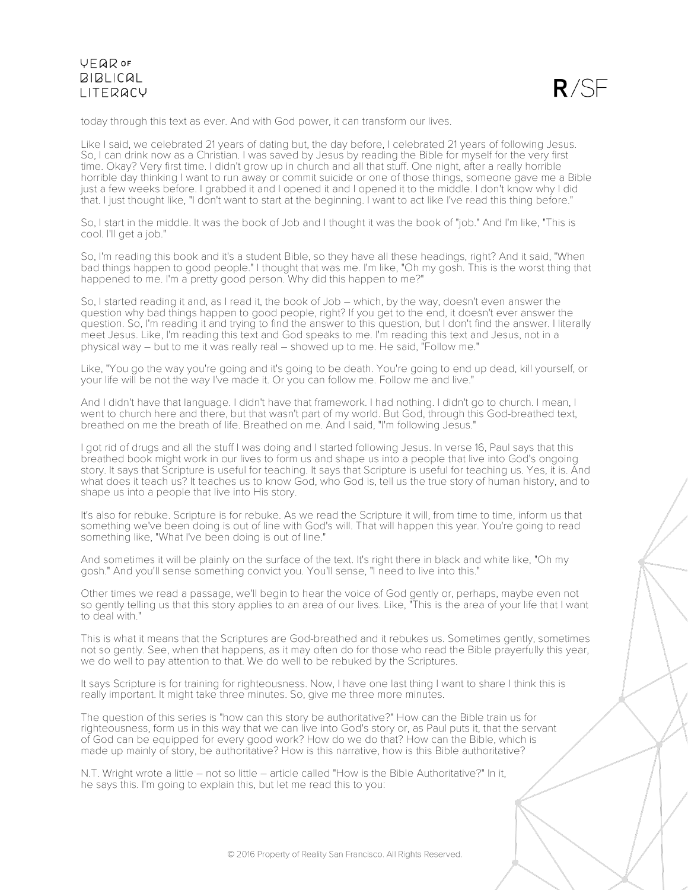today through this text as ever. And with God power, it can transform our lives.

Like I said, we celebrated 21 years of dating but, the day before, I celebrated 21 years of following Jesus. So, I can drink now as a Christian. I was saved by Jesus by reading the Bible for myself for the very first time. Okay? Very first time. I didn't grow up in church and all that stuff. One night, after a really horrible horrible day thinking I want to run away or commit suicide or one of those things, someone gave me a Bible just a few weeks before. I grabbed it and I opened it and I opened it to the middle. I don't know why I did that. I just thought like, "I don't want to start at the beginning. I want to act like I've read this thing before."

So, I start in the middle. It was the book of Job and I thought it was the book of "job." And I'm like, "This is cool. I'll get a job."

So, I'm reading this book and it's a student Bible, so they have all these headings, right? And it said, "When bad things happen to good people." I thought that was me. I'm like, "Oh my gosh. This is the worst thing that happened to me. I'm a pretty good person. Why did this happen to me?"

So, I started reading it and, as I read it, the book of Job – which, by the way, doesn't even answer the question why bad things happen to good people, right? If you get to the end, it doesn't ever answer the question. So, I'm reading it and trying to find the answer to this question, but I don't find the answer. I literally meet Jesus. Like, I'm reading this text and God speaks to me. I'm reading this text and Jesus, not in a physical way – but to me it was really real – showed up to me. He said, "Follow me."

Like, "You go the way you're going and it's going to be death. You're going to end up dead, kill yourself, or your life will be not the way I've made it. Or you can follow me. Follow me and live."

And I didn't have that language. I didn't have that framework. I had nothing. I didn't go to church. I mean, I went to church here and there, but that wasn't part of my world. But God, through this God-breathed text, breathed on me the breath of life. Breathed on me. And I said, "I'm following Jesus."

I got rid of drugs and all the stuff I was doing and I started following Jesus. In verse 16, Paul says that this breathed book might work in our lives to form us and shape us into a people that live into God's ongoing story. It says that Scripture is useful for teaching. It says that Scripture is useful for teaching us. Yes, it is. And what does it teach us? It teaches us to know God, who God is, tell us the true story of human history, and to shape us into a people that live into His story.

It's also for rebuke. Scripture is for rebuke. As we read the Scripture it will, from time to time, inform us that something we've been doing is out of line with God's will. That will happen this year. You're going to read something like, "What I've been doing is out of line."

And sometimes it will be plainly on the surface of the text. It's right there in black and white like, "Oh my gosh." And you'll sense something convict you. You'll sense, "I need to live into this."

Other times we read a passage, we'll begin to hear the voice of God gently or, perhaps, maybe even not so gently telling us that this story applies to an area of our lives. Like, "This is the area of your life that I want to deal with."

This is what it means that the Scriptures are God-breathed and it rebukes us. Sometimes gently, sometimes not so gently. See, when that happens, as it may often do for those who read the Bible prayerfully this year, we do well to pay attention to that. We do well to be rebuked by the Scriptures.

It says Scripture is for training for righteousness. Now, I have one last thing I want to share I think this is really important. It might take three minutes. So, give me three more minutes.

The question of this series is "how can this story be authoritative?" How can the Bible train us for righteousness, form us in this way that we can live into God's story or, as Paul puts it, that the servant of God can be equipped for every good work? How do we do that? How can the Bible, which is made up mainly of story, be authoritative? How is this narrative, how is this Bible authoritative?

N.T. Wright wrote a little – not so little – article called "How is the Bible Authoritative?" In it, he says this. I'm going to explain this, but let me read this to you: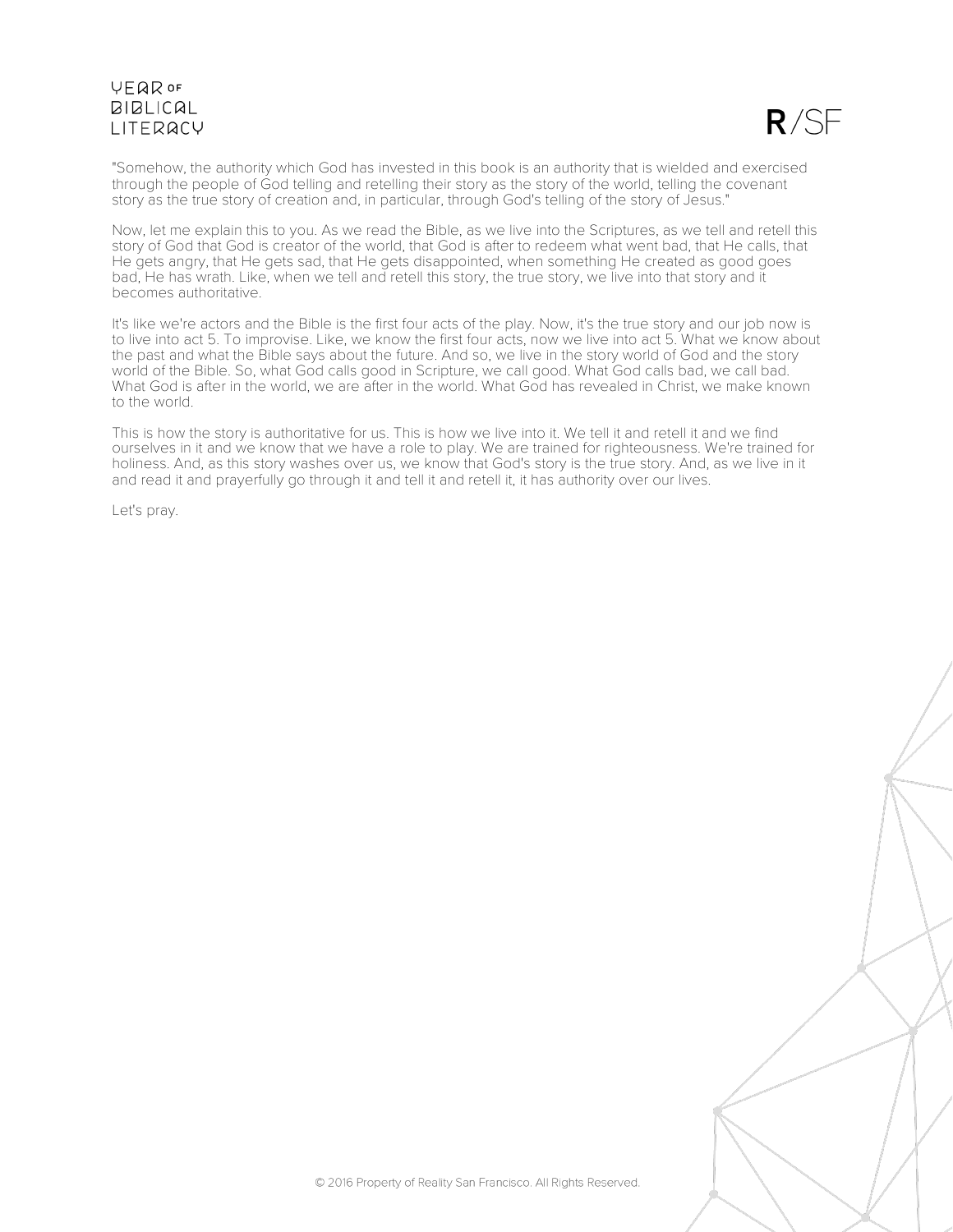"Somehow, the authority which God has invested in this book is an authority that is wielded and exercised through the people of God telling and retelling their story as the story of the world, telling the covenant story as the true story of creation and, in particular, through God's telling of the story of Jesus."

Now, let me explain this to you. As we read the Bible, as we live into the Scriptures, as we tell and retell this story of God that God is creator of the world, that God is after to redeem what went bad, that He calls, that He gets angry, that He gets sad, that He gets disappointed, when something He created as good goes bad, He has wrath. Like, when we tell and retell this story, the true story, we live into that story and it becomes authoritative.

It's like we're actors and the Bible is the first four acts of the play. Now, it's the true story and our job now is to live into act 5. To improvise. Like, we know the first four acts, now we live into act 5. What we know about the past and what the Bible says about the future. And so, we live in the story world of God and the story world of the Bible. So, what God calls good in Scripture, we call good. What God calls bad, we call bad. What God is after in the world, we are after in the world. What God has revealed in Christ, we make known to the world.

This is how the story is authoritative for us. This is how we live into it. We tell it and retell it and we find ourselves in it and we know that we have a role to play. We are trained for righteousness. We're trained for holiness. And, as this story washes over us, we know that God's story is the true story. And, as we live in it and read it and prayerfully go through it and tell it and retell it, it has authority over our lives.

Let's pray.